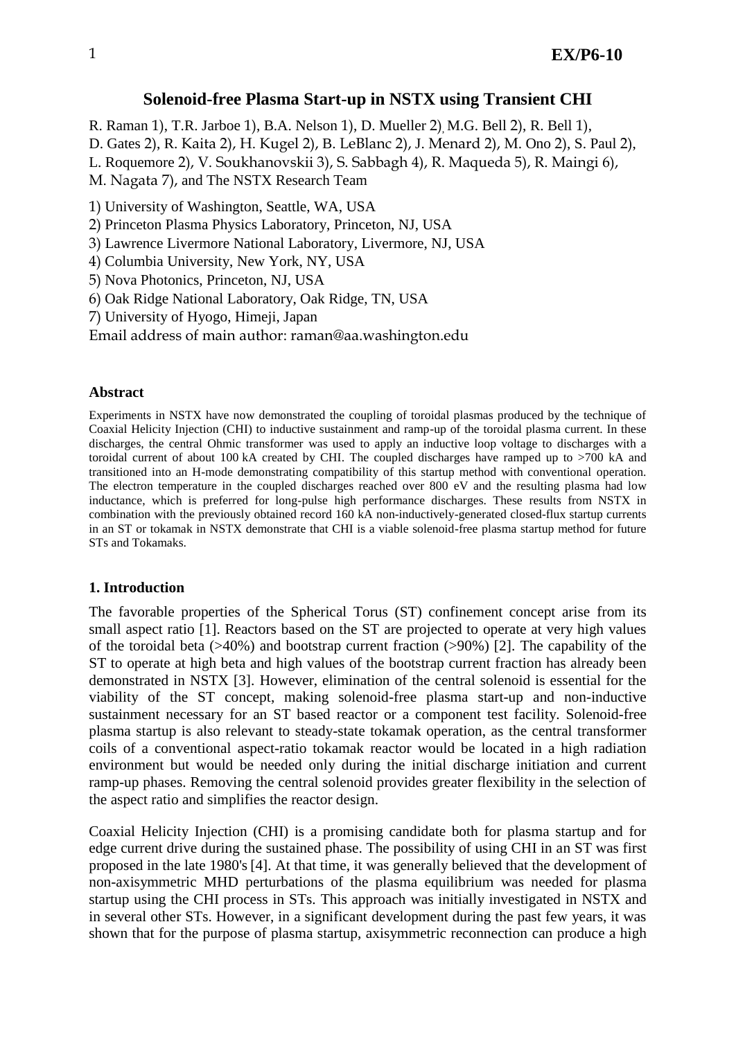# Solenoid-free Plasma Start-up in NSTX using Transient CHI

R. Raman 1), T.R. Jarboe 1), B.A. Nelson 1), D. Mueller 2), M.G. Bell 2), R. Bell 1), D. Gates 2), R. Kaita 2), H. Kugel 2), B. LeBlanc 2), J. Menard 2), M. Ono 2), S. Paul 2), L. Roquemore 2), V. Soukhanovskii 3), S. Sabbagh 4), R. Maqueda 5), R. Maingi 6), M. Nagata 7), and The NSTX Research Team

1) University of Washington, Seattle, WA, USA
2) Princeton Plasma Physics Laboratory, Princeton, NJ, USA
3) Lawrence Livermore National Laboratory, Livermore, NJ, USA
4) Columbia University, New York, NY, USA
5) Nova Photonics, Princeton, NJ, USA
6) Oak Ridge National Laboratory, Oak Ridge, TN, USA
7) University of Hyogo, Himeji, Japan

Email address of main author: raman@aa.washington.edu

### Abstract

Experiments in NSTX have now demonstrated the coupling of toroidal plasmas produced by the technique of Coaxial Helicity Injection (CHI) to inductive sustainment and ramp-up of the toroidal plasma current. In these discharges, the central Ohmic transformer was used to apply an inductive loop voltage to discharges with a toroidal current of about 100 kA created by CHI. The coupled discharges have ramped up to >700 kA and transitioned into an H-mode demonstrating compatibility of this startup method with conventional operation. The electron temperature in the coupled discharges reached over 800 eV and the resulting plasma had low inductance, which is preferred for long-pulse high performance discharges. These results from NSTX in combination with the previously obtained record 160 kA non-inductively-generated closed-flux startup currents in an ST or tokamak in NSTX demonstrate that CHI is a viable solenoid-free plasma startup method for future STs and Tokamaks.

### 1. Introduction

The favorable properties of the Spherical Torus (ST) confinement concept arise from its small aspect ratio [1]. Reactors based on the ST are projected to operate at very high values of the toroidal beta (>40%) and bootstrap current fraction (>90%) [2]. The capability of the ST to operate at high beta and high values of the bootstrap current fraction has already been demonstrated in NSTX [3]. However, elimination of the central solenoid is essential for the viability of the ST concept, making solenoid-free plasma start-up and non-inductive sustainment necessary for an ST based reactor or a component test facility. Solenoid-free plasma startup is also relevant to steady-state tokamak operation, as the central transformer coils of a conventional aspect-ratio tokamak reactor would be located in a high radiation environment but would be needed only during the initial discharge initiation and current ramp-up phases. Removing the central solenoid provides greater flexibility in the selection of the aspect ratio and simplifies the reactor design.

Coaxial Helicity Injection (CHI) is a promising candidate both for plasma startup and for edge current drive during the sustained phase. The possibility of using CHI in an ST was first proposed in the late 1980's [4]. At that time, it was generally believed that the development of non-axisymmetric MHD perturbations of the plasma equilibrium was needed for plasma startup using the CHI process in STs. This approach was initially investigated in NSTX and in several other STs. However, in a significant development during the past few years, it was shown that for the purpose of plasma startup, axisymmetric reconnection can produce a high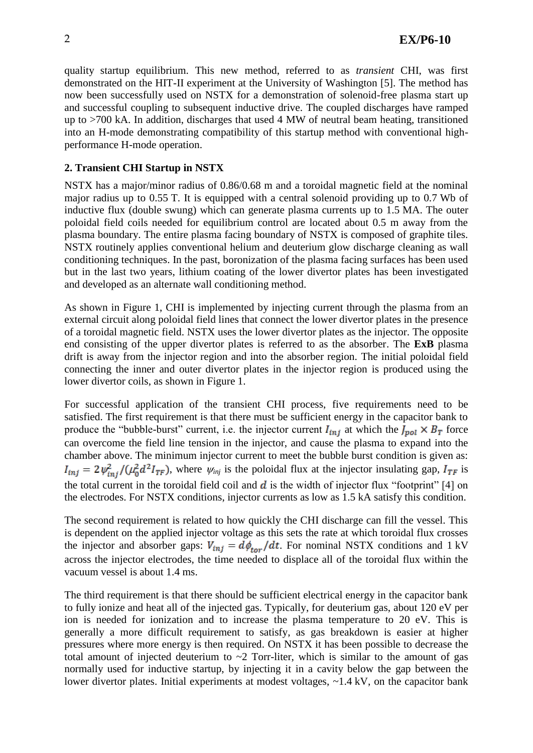quality startup equilibrium. This new method, referred to as *transient* CHI, was first demonstrated on the HIT-II experiment at the University of Washington [5]. The method has now been successfully used on NSTX for a demonstration of solenoid-free plasma start up and successful coupling to subsequent inductive drive. The coupled discharges have ramped up to >700 kA. In addition, discharges that used 4 MW of neutral beam heating, transitioned into an H-mode demonstrating compatibility of this startup method with conventional high-performance H-mode operation.

## 2. Transient CHI Startup in NSTX

NSTX has a major/minor radius of 0.86/0.68 m and a toroidal magnetic field at the nominal major radius up to 0.55 T. It is equipped with a central solenoid providing up to 0.7 Wb of inductive flux (double swung) which can generate plasma currents up to 1.5 MA. The outer poloidal field coils needed for equilibrium control are located about 0.5 m away from the plasma boundary. The entire plasma facing boundary of NSTX is composed of graphite tiles. NSTX routinely applies conventional helium and deuterium glow discharge cleaning as wall conditioning techniques. In the past, boronization of the plasma facing surfaces has been used but in the last two years, lithium coating of the lower divertor plates has been investigated and developed as an alternate wall conditioning method.

As shown in Figure 1, CHI is implemented by injecting current through the plasma from an external circuit along poloidal field lines that connect the lower divertor plates in the presence of a toroidal magnetic field. NSTX uses the lower divertor plates as the injector. The opposite end consisting of the upper divertor plates is referred to as the absorber. The **ExB** plasma drift is away from the injector region and into the absorber region. The initial poloidal field connecting the inner and outer divertor plates in the injector region is produced using the lower divertor coils, as shown in Figure 1.

For successful application of the transient CHI process, five requirements need to be satisfied. The first requirement is that there must be sufficient energy in the capacitor bank to produce the "bubble-burst" current, i.e. the injector current $I_{inj}$ at which the $J_{pol} \times B_T$ force can overcome the field line tension in the injector, and cause the plasma to expand into the chamber above. The minimum injector current to meet the bubble burst condition is given as: $I_{inj} = 2\psi_{inj}^2/(\mu_0^2 d^2 I_{TF})$, where $\psi_{inj}$ is the poloidal flux at the injector insulating gap, $I_{TF}$ is the total current in the toroidal field coil and $d$ is the width of injector flux "footprint" [4] on the electrodes. For NSTX conditions, injector currents as low as 1.5 kA satisfy this condition.

The second requirement is related to how quickly the CHI discharge can fill the vessel. This is dependent on the applied injector voltage as this sets the rate at which toroidal flux crosses the injector and absorber gaps: $V_{inj} = d\phi_{tor}/dt$. For nominal NSTX conditions and 1 kV across the injector electrodes, the time needed to displace all of the toroidal flux within the vacuum vessel is about 1.4 ms.

The third requirement is that there should be sufficient electrical energy in the capacitor bank to fully ionize and heat all of the injected gas. Typically, for deuterium gas, about 120 eV per ion is needed for ionization and to increase the plasma temperature to 20 eV. This is generally a more difficult requirement to satisfy, as gas breakdown is easier at higher pressures where more energy is then required. On NSTX it has been possible to decrease the total amount of injected deuterium to ~2 Torr-liter, which is similar to the amount of gas normally used for inductive startup, by injecting it in a cavity below the gap between the lower divertor plates. Initial experiments at modest voltages, ~1.4 kV, on the capacitor bank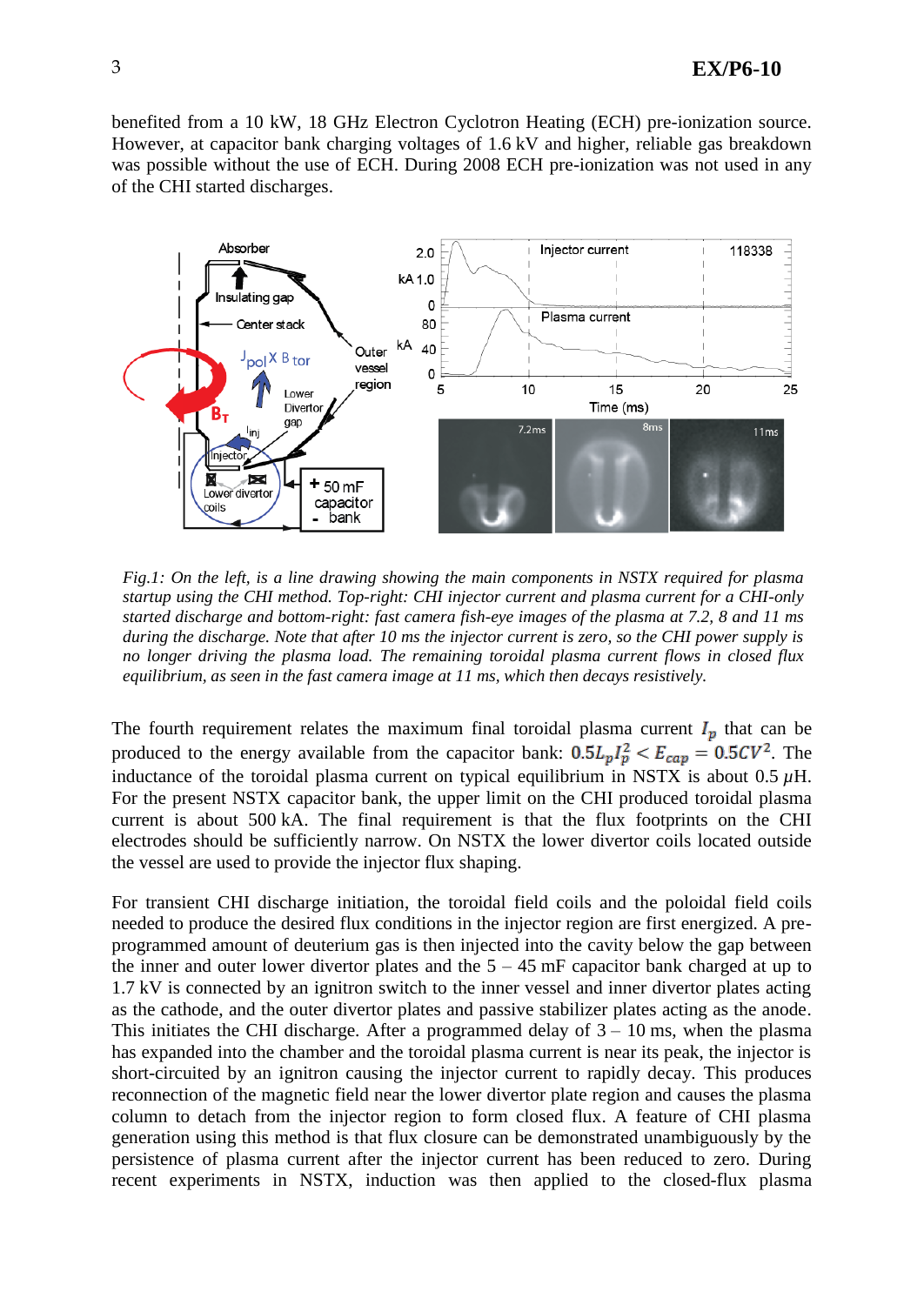benefited from a 10 kW, 18 GHz Electron Cyclotron Heating (ECH) pre-ionization source. However, at capacitor bank charging voltages of 1.6 kV and higher, reliable gas breakdown was possible without the use of ECH. During 2008 ECH pre-ionization was not used in any of the CHI started discharges.

*Fig.1: On the left, is a line drawing showing the main components in NSTX required for plasma startup using the CHI method. Top-right: CHI injector current and plasma current for a CHI-only started discharge and bottom-right: fast camera fish-eye images of the plasma at 7.2, 8 and 11 ms during the discharge. Note that after 10 ms the injector current is zero, so the CHI power supply is no longer driving the plasma load. The remaining toroidal plasma current flows in closed flux equilibrium, as seen in the fast camera image at 11 ms, which then decays resistively.*

The fourth requirement relates the maximum final toroidal plasma current $I_p$ that can be produced to the energy available from the capacitor bank: $0.5L_pI_p^2 < E_{cap} = 0.5CV^2$. The inductance of the toroidal plasma current on typical equilibrium in NSTX is about 0.5 $\mu$H. For the present NSTX capacitor bank, the upper limit on the CHI produced toroidal plasma current is about 500 kA. The final requirement is that the flux footprints on the CHI electrodes should be sufficiently narrow. On NSTX the lower divertor coils located outside the vessel are used to provide the injector flux shaping.

For transient CHI discharge initiation, the toroidal field coils and the poloidal field coils needed to produce the desired flux conditions in the injector region are first energized. A pre-programmed amount of deuterium gas is then injected into the cavity below the gap between the inner and outer lower divertor plates and the 5 – 45 mF capacitor bank charged at up to 1.7 kV is connected by an ignitron switch to the inner vessel and inner divertor plates acting as the cathode, and the outer divertor plates and passive stabilizer plates acting as the anode. This initiates the CHI discharge. After a programmed delay of 3 – 10 ms, when the plasma has expanded into the chamber and the toroidal plasma current is near its peak, the injector is short-circuited by an ignitron causing the injector current to rapidly decay. This produces reconnection of the magnetic field near the lower divertor plate region and causes the plasma column to detach from the injector region to form closed flux. A feature of CHI plasma generation using this method is that flux closure can be demonstrated unambiguously by the persistence of plasma current after the injector current has been reduced to zero. During recent experiments in NSTX, induction was then applied to the closed-flux plasma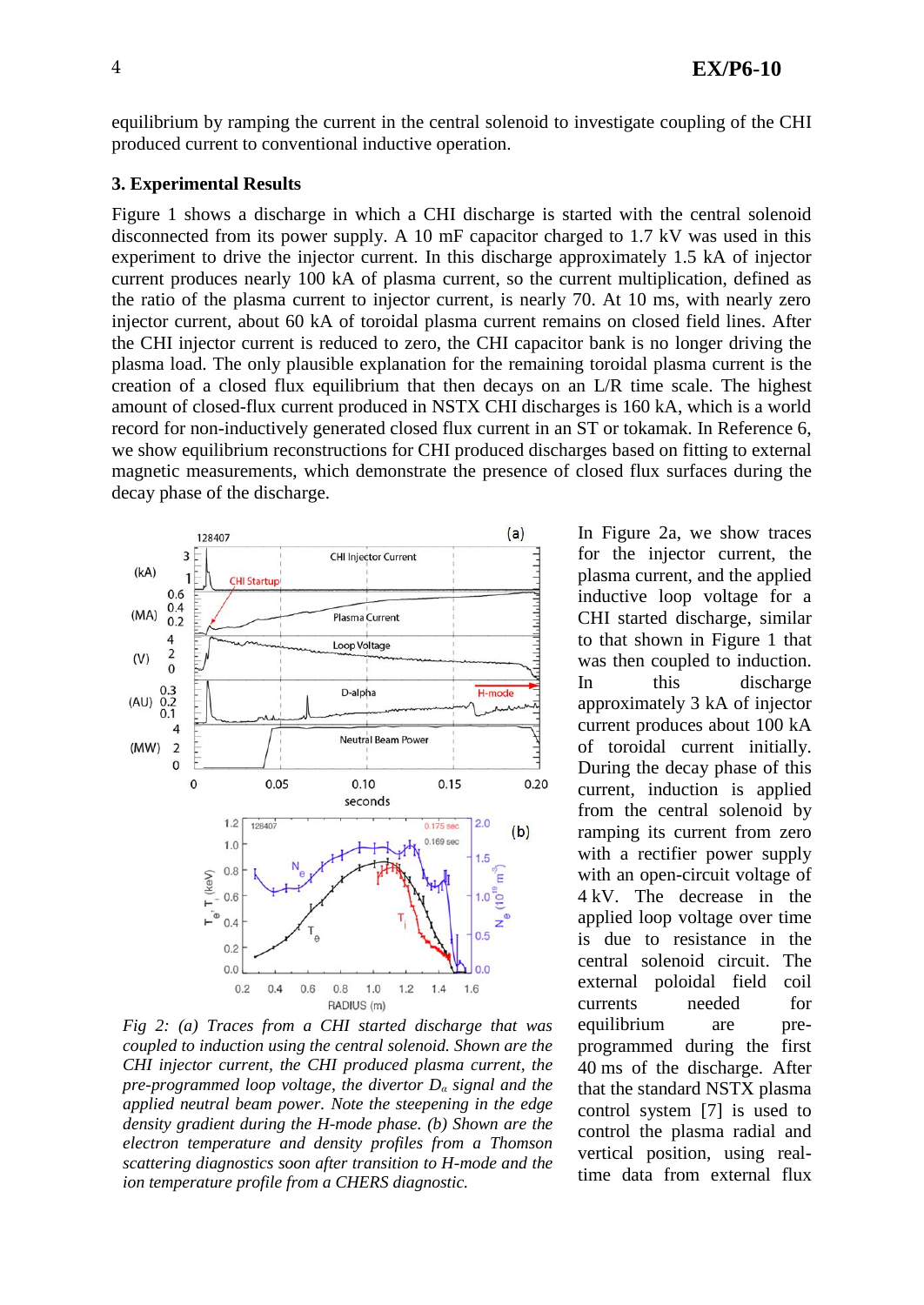equilibrium by ramping the current in the central solenoid to investigate coupling of the CHI produced current to conventional inductive operation.

### 3. Experimental Results

Figure 1 shows a discharge in which a CHI discharge is started with the central solenoid disconnected from its power supply. A 10 mF capacitor charged to 1.7 kV was used in this experiment to drive the injector current. In this discharge approximately 1.5 kA of injector current produces nearly 100 kA of plasma current, so the current multiplication, defined as the ratio of the plasma current to injector current, is nearly 70. At 10 ms, with nearly zero injector current, about 60 kA of toroidal plasma current remains on closed field lines. After the CHI injector current is reduced to zero, the CHI capacitor bank is no longer driving the plasma load. The only plausible explanation for the remaining toroidal plasma current is the creation of a closed flux equilibrium that then decays on an L/R time scale. The highest amount of closed-flux current produced in NSTX CHI discharges is 160 kA, which is a world record for non-inductively generated closed flux current in an ST or tokamak. In Reference 6, we show equilibrium reconstructions for CHI produced discharges based on fitting to external magnetic measurements, which demonstrate the presence of closed flux surfaces during the decay phase of the discharge.

*Fig 2: (a) Traces from a CHI started discharge that was coupled to induction using the central solenoid. Shown are the CHI injector current, the CHI produced plasma current, the pre-programmed loop voltage, the divertor $D_\alpha$ signal and the applied neutral beam power. Note the steepening in the edge density gradient during the H-mode phase. (b) Shown are the electron temperature and density profiles from a Thomson scattering diagnostics soon after transition to H-mode and the ion temperature profile from a CHERS diagnostic.*

In Figure 2a, we show traces for the injector current, the plasma current, and the applied inductive loop voltage for a CHI started discharge, similar to that shown in Figure 1 that was then coupled to induction. In this discharge approximately 3 kA of injector current produces about 100 kA of toroidal current initially. During the decay phase of this current, induction is applied from the central solenoid by ramping its current from zero with a rectifier power supply with an open-circuit voltage of 4 kV. The decrease in the applied loop voltage over time is due to resistance in the central solenoid circuit. The external poloidal field coil currents needed for equilibrium are pre-programmed during the first 40 ms of the discharge. After that the standard NSTX plasma control system [7] is used to control the plasma radial and vertical position, using real-time data from external flux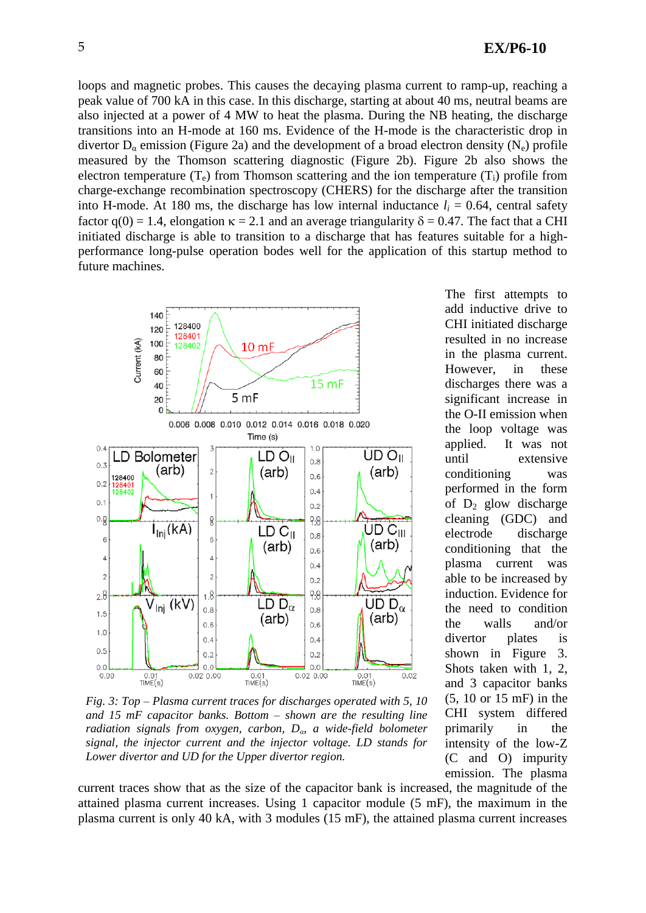loops and magnetic probes. This causes the decaying plasma current to ramp-up, reaching a peak value of 700 kA in this case. In this discharge, starting at about 40 ms, neutral beams are also injected at a power of 4 MW to heat the plasma. During the NB heating, the discharge transitions into an H-mode at 160 ms. Evidence of the H-mode is the characteristic drop in divertor $D_\alpha$ emission (Figure 2a) and the development of a broad electron density ($N_e$) profile measured by the Thomson scattering diagnostic (Figure 2b). Figure 2b also shows the electron temperature ($T_e$) from Thomson scattering and the ion temperature ($T_i$) profile from charge-exchange recombination spectroscopy (CHERS) for the discharge after the transition into H-mode. At 180 ms, the discharge has low internal inductance $l_i$ = 0.64, central safety factor q(0) = 1.4, elongation $\kappa$ = 2.1 and an average triangularity $\delta$ = 0.47. The fact that a CHI initiated discharge is able to transition to a discharge that has features suitable for a high-performance long-pulse operation bodes well for the application of this startup method to future machines.

*Fig. 3: Top – Plasma current traces for discharges operated with 5, 10 and 15 mF capacitor banks. Bottom – shown are the resulting line radiation signals from oxygen, carbon, $D_\alpha$, a wide-field bolometer signal, the injector current and the injector voltage. LD stands for Lower divertor and UD for the Upper divertor region.*

The first attempts to add inductive drive to CHI initiated discharge resulted in no increase in the plasma current. However, in these discharges there was a significant increase in the O-II emission when the loop voltage was applied. It was not until extensive conditioning was performed in the form of $D_2$ glow discharge cleaning (GDC) and electrode discharge conditioning that the plasma current was able to be increased by induction. Evidence for the need to condition the walls and/or divertor plates is shown in Figure 3. Shots taken with 1, 2, and 3 capacitor banks (5, 10 or 15 mF) in the CHI system differed primarily in the intensity of the low-Z (C and O) impurity emission. The plasma current traces show that as the size of the capacitor bank is increased, the magnitude of the attained plasma current increases. Using 1 capacitor module (5 mF), the maximum in the plasma current is only 40 kA, with 3 modules (15 mF), the attained plasma current increases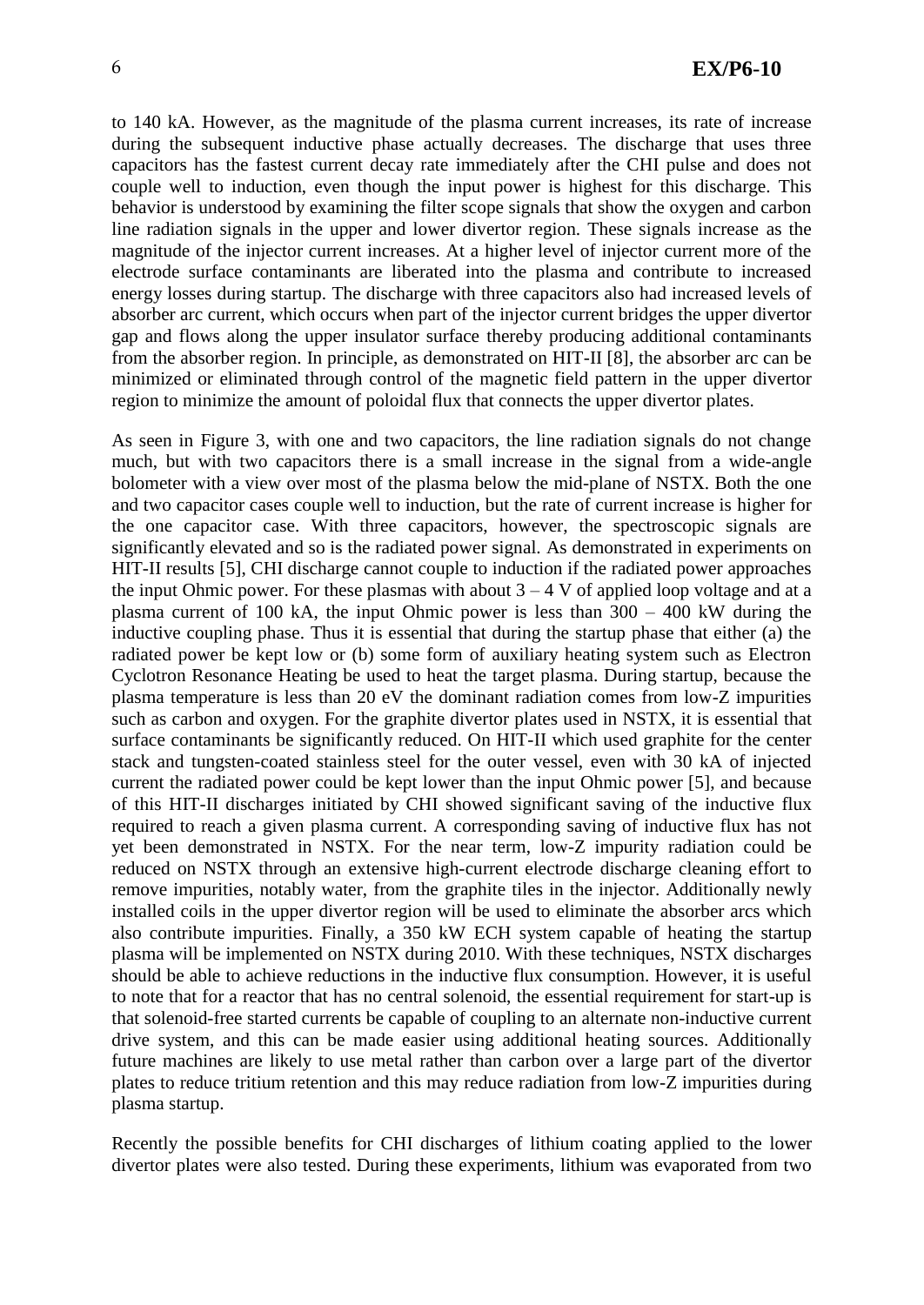to 140 kA. However, as the magnitude of the plasma current increases, its rate of increase during the subsequent inductive phase actually decreases. The discharge that uses three capacitors has the fastest current decay rate immediately after the CHI pulse and does not couple well to induction, even though the input power is highest for this discharge. This behavior is understood by examining the filter scope signals that show the oxygen and carbon line radiation signals in the upper and lower divertor region. These signals increase as the magnitude of the injector current increases. At a higher level of injector current more of the electrode surface contaminants are liberated into the plasma and contribute to increased energy losses during startup. The discharge with three capacitors also had increased levels of absorber arc current, which occurs when part of the injector current bridges the upper divertor gap and flows along the upper insulator surface thereby producing additional contaminants from the absorber region. In principle, as demonstrated on HIT-II [8], the absorber arc can be minimized or eliminated through control of the magnetic field pattern in the upper divertor region to minimize the amount of poloidal flux that connects the upper divertor plates.

As seen in Figure 3, with one and two capacitors, the line radiation signals do not change much, but with two capacitors there is a small increase in the signal from a wide-angle bolometer with a view over most of the plasma below the mid-plane of NSTX. Both the one and two capacitor cases couple well to induction, but the rate of current increase is higher for the one capacitor case. With three capacitors, however, the spectroscopic signals are significantly elevated and so is the radiated power signal. As demonstrated in experiments on HIT-II results [5], CHI discharge cannot couple to induction if the radiated power approaches the input Ohmic power. For these plasmas with about 3 – 4 V of applied loop voltage and at a plasma current of 100 kA, the input Ohmic power is less than 300 – 400 kW during the inductive coupling phase. Thus it is essential that during the startup phase that either (a) the radiated power be kept low or (b) some form of auxiliary heating system such as Electron Cyclotron Resonance Heating be used to heat the target plasma. During startup, because the plasma temperature is less than 20 eV the dominant radiation comes from low-Z impurities such as carbon and oxygen. For the graphite divertor plates used in NSTX, it is essential that surface contaminants be significantly reduced. On HIT-II which used graphite for the center stack and tungsten-coated stainless steel for the outer vessel, even with 30 kA of injected current the radiated power could be kept lower than the input Ohmic power [5], and because of this HIT-II discharges initiated by CHI showed significant saving of the inductive flux required to reach a given plasma current. A corresponding saving of inductive flux has not yet been demonstrated in NSTX. For the near term, low-Z impurity radiation could be reduced on NSTX through an extensive high-current electrode discharge cleaning effort to remove impurities, notably water, from the graphite tiles in the injector. Additionally newly installed coils in the upper divertor region will be used to eliminate the absorber arcs which also contribute impurities. Finally, a 350 kW ECH system capable of heating the startup plasma will be implemented on NSTX during 2010. With these techniques, NSTX discharges should be able to achieve reductions in the inductive flux consumption. However, it is useful to note that for a reactor that has no central solenoid, the essential requirement for start-up is that solenoid-free started currents be capable of coupling to an alternate non-inductive current drive system, and this can be made easier using additional heating sources. Additionally future machines are likely to use metal rather than carbon over a large part of the divertor plates to reduce tritium retention and this may reduce radiation from low-Z impurities during plasma startup.

Recently the possible benefits for CHI discharges of lithium coating applied to the lower divertor plates were also tested. During these experiments, lithium was evaporated from two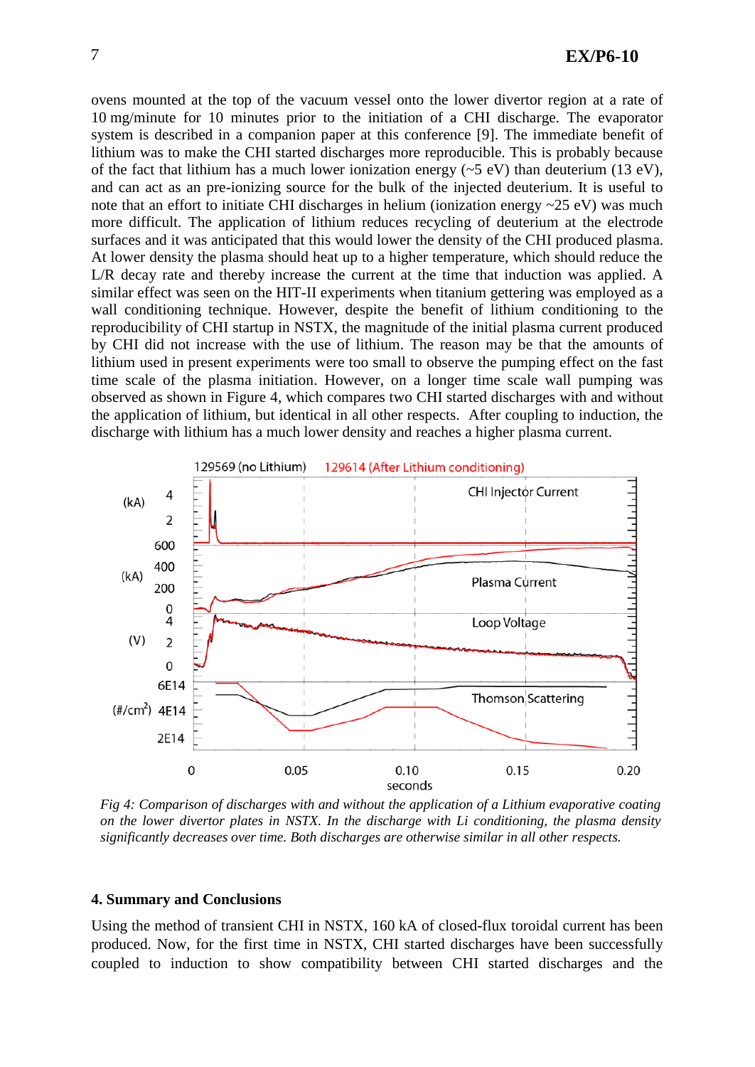ovens mounted at the top of the vacuum vessel onto the lower divertor region at a rate of 10 mg/minute for 10 minutes prior to the initiation of a CHI discharge. The evaporator system is described in a companion paper at this conference [9]. The immediate benefit of lithium was to make the CHI started discharges more reproducible. This is probably because of the fact that lithium has a much lower ionization energy (~5 eV) than deuterium (13 eV), and can act as an pre-ionizing source for the bulk of the injected deuterium. It is useful to note that an effort to initiate CHI discharges in helium (ionization energy ~25 eV) was much more difficult. The application of lithium reduces recycling of deuterium at the electrode surfaces and it was anticipated that this would lower the density of the CHI produced plasma. At lower density the plasma should heat up to a higher temperature, which should reduce the L/R decay rate and thereby increase the current at the time that induction was applied. A similar effect was seen on the HIT-II experiments when titanium gettering was employed as a wall conditioning technique. However, despite the benefit of lithium conditioning to the reproducibility of CHI startup in NSTX, the magnitude of the initial plasma current produced by CHI did not increase with the use of lithium. The reason may be that the amounts of lithium used in present experiments were too small to observe the pumping effect on the fast time scale of the plasma initiation. However, on a longer time scale wall pumping was observed as shown in Figure 4, which compares two CHI started discharges with and without the application of lithium, but identical in all other respects. After coupling to induction, the discharge with lithium has a much lower density and reaches a higher plasma current.

*Fig 4: Comparison of discharges with and without the application of a Lithium evaporative coating on the lower divertor plates in NSTX. In the discharge with Li conditioning, the plasma density significantly decreases over time. Both discharges are otherwise similar in all other respects.*

## 4. Summary and Conclusions

Using the method of transient CHI in NSTX, 160 kA of closed-flux toroidal current has been produced. Now, for the first time in NSTX, CHI started discharges have been successfully coupled to induction to show compatibility between CHI started discharges and the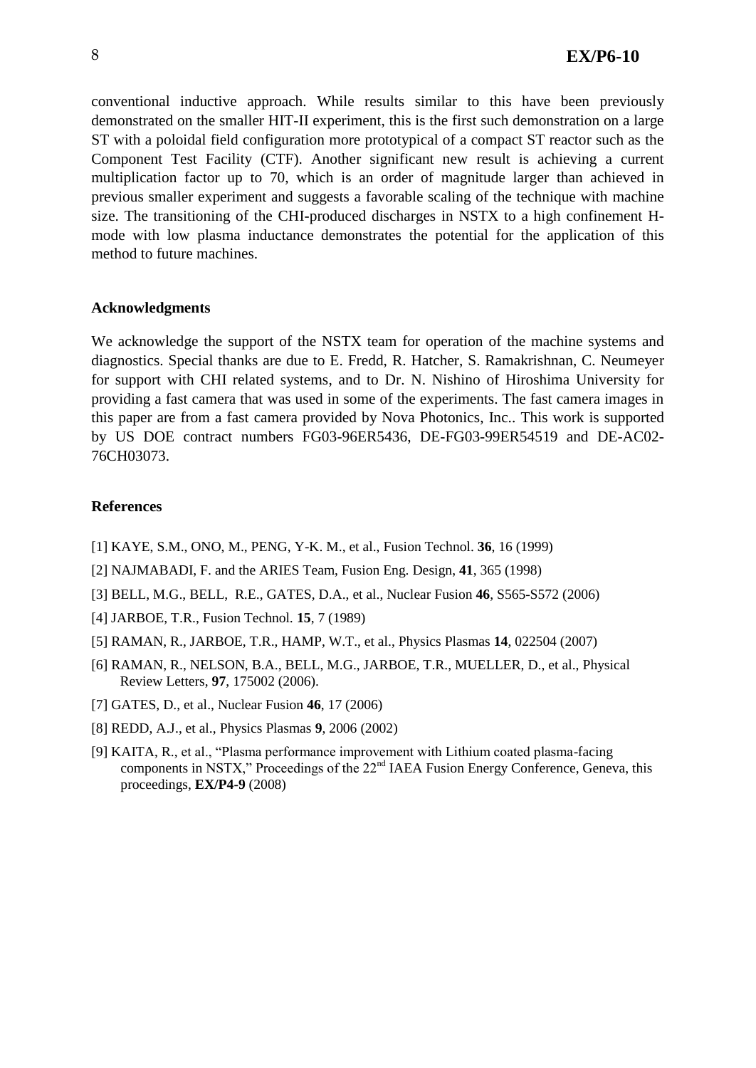conventional inductive approach. While results similar to this have been previously demonstrated on the smaller HIT-II experiment, this is the first such demonstration on a large ST with a poloidal field configuration more prototypical of a compact ST reactor such as the Component Test Facility (CTF). Another significant new result is achieving a current multiplication factor up to 70, which is an order of magnitude larger than achieved in previous smaller experiment and suggests a favorable scaling of the technique with machine size. The transitioning of the CHI-produced discharges in NSTX to a high confinement H-mode with low plasma inductance demonstrates the potential for the application of this method to future machines.

### Acknowledgments

We acknowledge the support of the NSTX team for operation of the machine systems and diagnostics. Special thanks are due to E. Fredd, R. Hatcher, S. Ramakrishnan, C. Neumeyer for support with CHI related systems, and to Dr. N. Nishino of Hiroshima University for providing a fast camera that was used in some of the experiments. The fast camera images in this paper are from a fast camera provided by Nova Photonics, Inc.. This work is supported by US DOE contract numbers FG03-96ER5436, DE-FG03-99ER54519 and DE-AC02-76CH03073.

### References

[1] KAYE, S.M., ONO, M., PENG, Y-K. M., et al., Fusion Technol. **36**, 16 (1999)

[2] NAJMABADI, F. and the ARIES Team, Fusion Eng. Design, **41**, 365 (1998)

[3] BELL, M.G., BELL, R.E., GATES, D.A., et al., Nuclear Fusion **46**, S565-S572 (2006)

[4] JARBOE, T.R., Fusion Technol. **15**, 7 (1989)

[5] RAMAN, R., JARBOE, T.R., HAMP, W.T., et al., Physics Plasmas **14**, 022504 (2007)

[6] RAMAN, R., NELSON, B.A., BELL, M.G., JARBOE, T.R., MUELLER, D., et al., Physical Review Letters, **97**, 175002 (2006).

[7] GATES, D., et al., Nuclear Fusion **46**, 17 (2006)

[8] REDD, A.J., et al., Physics Plasmas **9**, 2006 (2002)

[9] KAITA, R., et al., "Plasma performance improvement with Lithium coated plasma-facing components in NSTX," Proceedings of the 22nd IAEA Fusion Energy Conference, Geneva, this proceedings, **EX/P4-9** (2008)